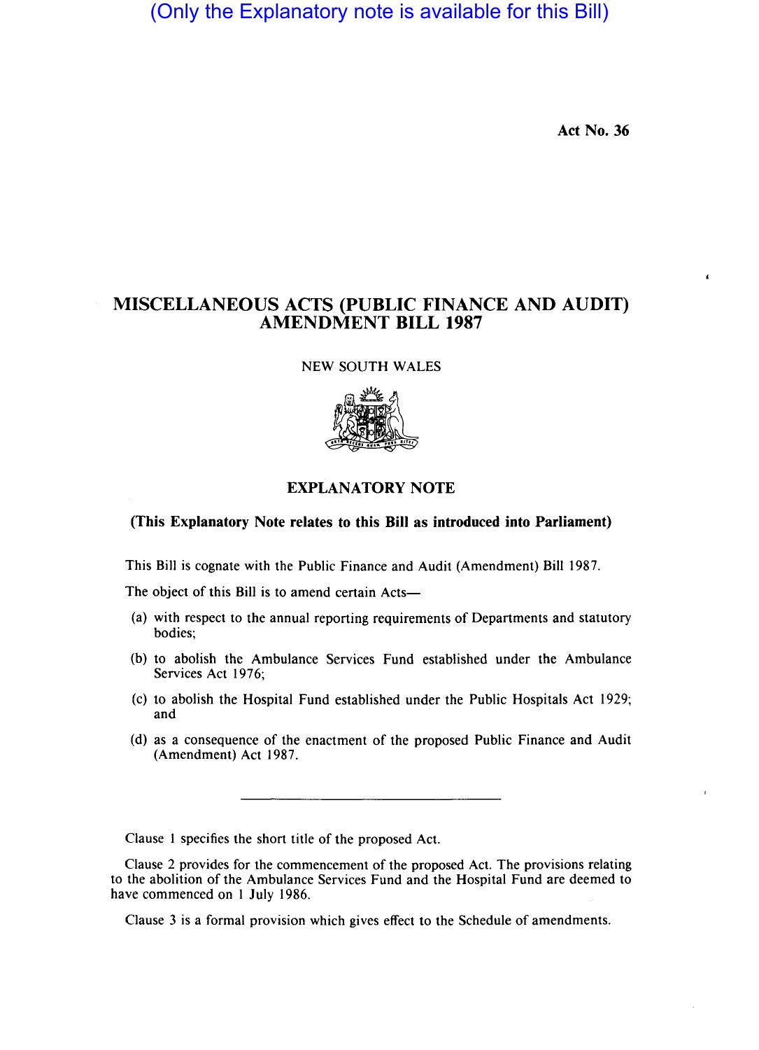(Only the Explanatory note is available for this Bill)

Act No. 36

# MISCELLANEOUS ACTS (PUBLIC FINANCE AND AUDIT) AMENDMENT BILL 1987

NEW SOUTH WALES

## EXPLANATORY NOTE

**(This Explanatory Note relates to this Bill as introduced into Parliament)**

This Bill is cognate with the Public Finance and Audit (Amendment) Bill 1987.

The object of this Bill is to amend certain Acts—

(a) with respect to the annual reporting requirements of Departments and statutory bodies;

(b) to abolish the Ambulance Services Fund established under the Ambulance Services Act 1976;

(c) to abolish the Hospital Fund established under the Public Hospitals Act 1929; and

(d) as a consequence of the enactment of the proposed Public Finance and Audit (Amendment) Act 1987.

---

Clause 1 specifies the short title of the proposed Act.

Clause 2 provides for the commencement of the proposed Act. The provisions relating to the abolition of the Ambulance Services Fund and the Hospital Fund are deemed to have commenced on 1 July 1986.

Clause 3 is a formal provision which gives effect to the Schedule of amendments.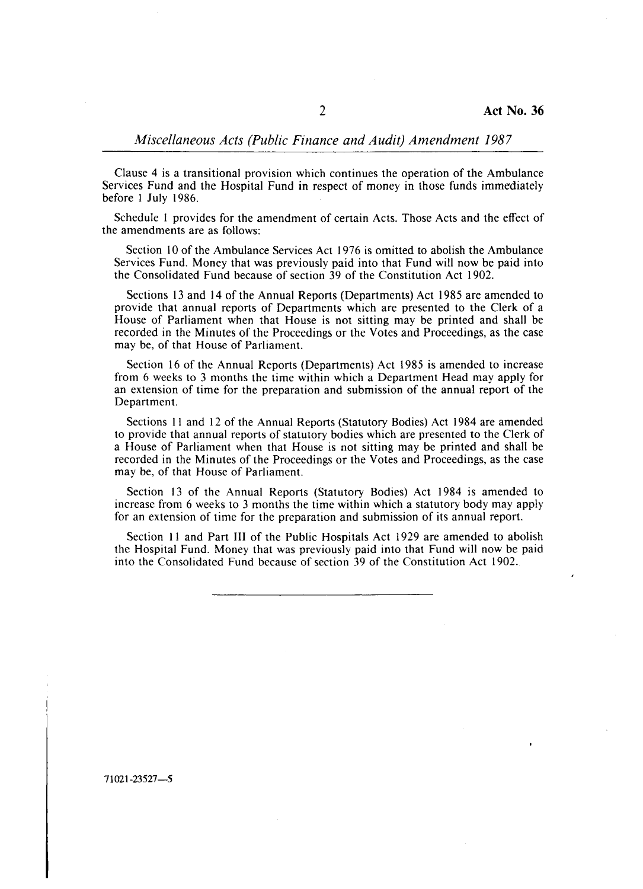Clause 4 is a transitional provision which continues the operation of the Ambulance Services Fund and the Hospital Fund in respect of money in those funds immediately before 1 July 1986.

Schedule 1 provides for the amendment of certain Acts. Those Acts and the effect of the amendments are as follows:

Section 10 of the Ambulance Services Act 1976 is omitted to abolish the Ambulance Services Fund. Money that was previously paid into that Fund will now be paid into the Consolidated Fund because of section 39 of the Constitution Act 1902.

Sections 13 and 14 of the Annual Reports (Departments) Act 1985 are amended to provide that annual reports of Departments which are presented to the Clerk of a House of Parliament when that House is not sitting may be printed and shall be recorded in the Minutes of the Proceedings or the Votes and Proceedings, as the case may be, of that House of Parliament.

Section 16 of the Annual Reports (Departments) Act 1985 is amended to increase from 6 weeks to 3 months the time within which a Department Head may apply for an extension of time for the preparation and submission of the annual report of the Department.

Sections 11 and 12 of the Annual Reports (Statutory Bodies) Act 1984 are amended to provide that annual reports of statutory bodies which are presented to the Clerk of a House of Parliament when that House is not sitting may be printed and shall be recorded in the Minutes of the Proceedings or the Votes and Proceedings, as the case may be, of that House of Parliament.

Section 13 of the Annual Reports (Statutory Bodies) Act 1984 is amended to increase from 6 weeks to 3 months the time within which a statutory body may apply for an extension of time for the preparation and submission of its annual report.

Section 11 and Part III of the Public Hospitals Act 1929 are amended to abolish the Hospital Fund. Money that was previously paid into that Fund will now be paid into the Consolidated Fund because of section 39 of the Constitution Act 1902.

---

71021-23527—5